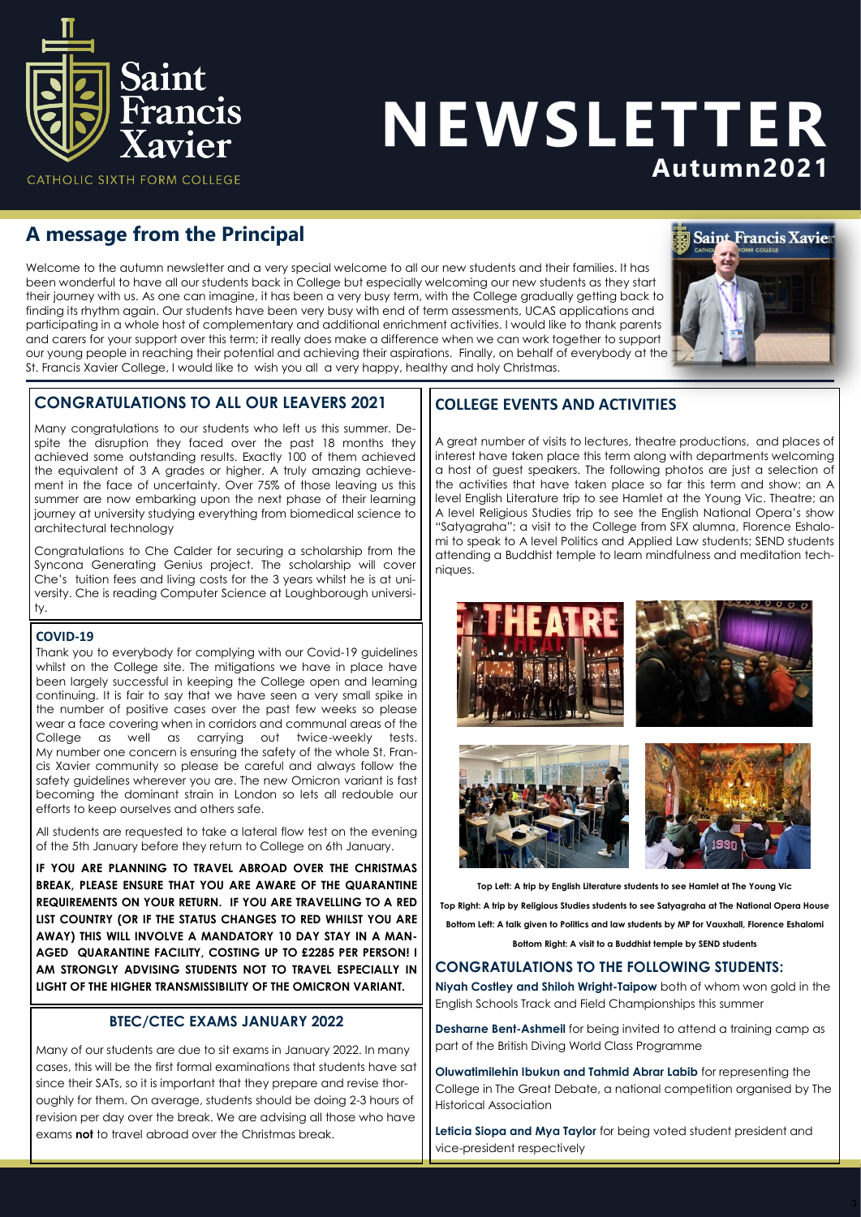# Saint Francis Xavier

CATHOLIC SIXTH FORM COLLEGE

# NEWSLETTER

**Autumn2021**

## A message from the Principal

Welcome to the autumn newsletter and a very special welcome to all our new students and their families. It has been wonderful to have all our students back in College but especially welcoming our new students as they start their journey with us. As one can imagine, it has been a very busy term, with the College gradually getting back to finding its rhythm again. Our students have been very busy with end of term assessments, UCAS applications and participating in a whole host of complementary and additional enrichment activities. I would like to thank parents and carers for your support over this term; it really does make a difference when we can work together to support our young people in reaching their potential and achieving their aspirations. Finally, on behalf of everybody at the St. Francis Xavier College, I would like to wish you all a very happy, healthy and holy Christmas.

## CONGRATULATIONS TO ALL OUR LEAVERS 2021

Many congratulations to our students who left us this summer. Despite the disruption they faced over the past 18 months they achieved some outstanding results. Exactly 100 of them achieved the equivalent of 3 A grades or higher. A truly amazing achievement in the face of uncertainty. Over 75% of those leaving us this summer are now embarking upon the next phase of their learning journey at university studying everything from biomedical science to architectural technology

Congratulations to Che Calder for securing a scholarship from the Syncona Generating Genius project. The scholarship will cover Che's tuition fees and living costs for the 3 years whilst he is at university. Che is reading Computer Science at Loughborough university.

### COVID-19

Thank you to everybody for complying with our Covid-19 guidelines whilst on the College site. The mitigations we have in place have been largely successful in keeping the College open and learning continuing. It is fair to say that we have seen a very small spike in the number of positive cases over the past few weeks so please wear a face covering when in corridors and communal areas of the College as well as carrying out twice-weekly tests. My number one concern is ensuring the safety of the whole St. Francis Xavier community so please be careful and always follow the safety guidelines wherever you are. The new Omicron variant is fast becoming the dominant strain in London so lets all redouble our efforts to keep ourselves and others safe.

All students are requested to take a lateral flow test on the evening of the 5th January before they return to College on 6th January.

**IF YOU ARE PLANNING TO TRAVEL ABROAD OVER THE CHRISTMAS BREAK, PLEASE ENSURE THAT YOU ARE AWARE OF THE QUARANTINE REQUIREMENTS ON YOUR RETURN. IF YOU ARE TRAVELLING TO A RED LIST COUNTRY (OR IF THE STATUS CHANGES TO RED WHILST YOU ARE AWAY) THIS WILL INVOLVE A MANDATORY 10 DAY STAY IN A MANAGED QUARANTINE FACILITY, COSTING UP TO £2285 PER PERSON! I AM STRONGLY ADVISING STUDENTS NOT TO TRAVEL ESPECIALLY IN LIGHT OF THE HIGHER TRANSMISSIBILITY OF THE OMICRON VARIANT.**

### BTEC/CTEC EXAMS JANUARY 2022

Many of our students are due to sit exams in January 2022. In many cases, this will be the first formal examinations that students have sat since their SATs, so it is important that they prepare and revise thoroughly for them. On average, students should be doing 2-3 hours of revision per day over the break. We are advising all those who have exams **not** to travel abroad over the Christmas break.

## COLLEGE EVENTS AND ACTIVITIES

A great number of visits to lectures, theatre productions, and places of interest have taken place this term along with departments welcoming a host of guest speakers. The following photos are just a selection of the activities that have taken place so far this term and show: an A level English Literature trip to see Hamlet at the Young Vic. Theatre; an A level Religious Studies trip to see the English National Opera's show "Satyagraha"; a visit to the College from SFX alumna, Florence Eshalomi to speak to A level Politics and Applied Law students; SEND students attending a Buddhist temple to learn mindfulness and meditation techniques.

**Top Left: A trip by English Literature students to see Hamlet at The Young Vic**

**Top Right: A trip by Religious Studies students to see Satyagraha at The National Opera House**

**Bottom Left: A talk given to Politics and law students by MP for Vauxhall, Florence Eshalomi**

**Bottom Right: A visit to a Buddhist temple by SEND students**

## CONGRATULATIONS TO THE FOLLOWING STUDENTS:

**Niyah Costley and Shiloh Wright-Taipow** both of whom won gold in the English Schools Track and Field Championships this summer

**Desharne Bent-Ashmeil** for being invited to attend a training camp as part of the British Diving World Class Programme

**Oluwatimilehin Ibukun and Tahmid Abrar Labib** for representing the College in The Great Debate, a national competition organised by The Historical Association

**Leticia Siopa and Mya Taylor** for being voted student president and vice-president respectively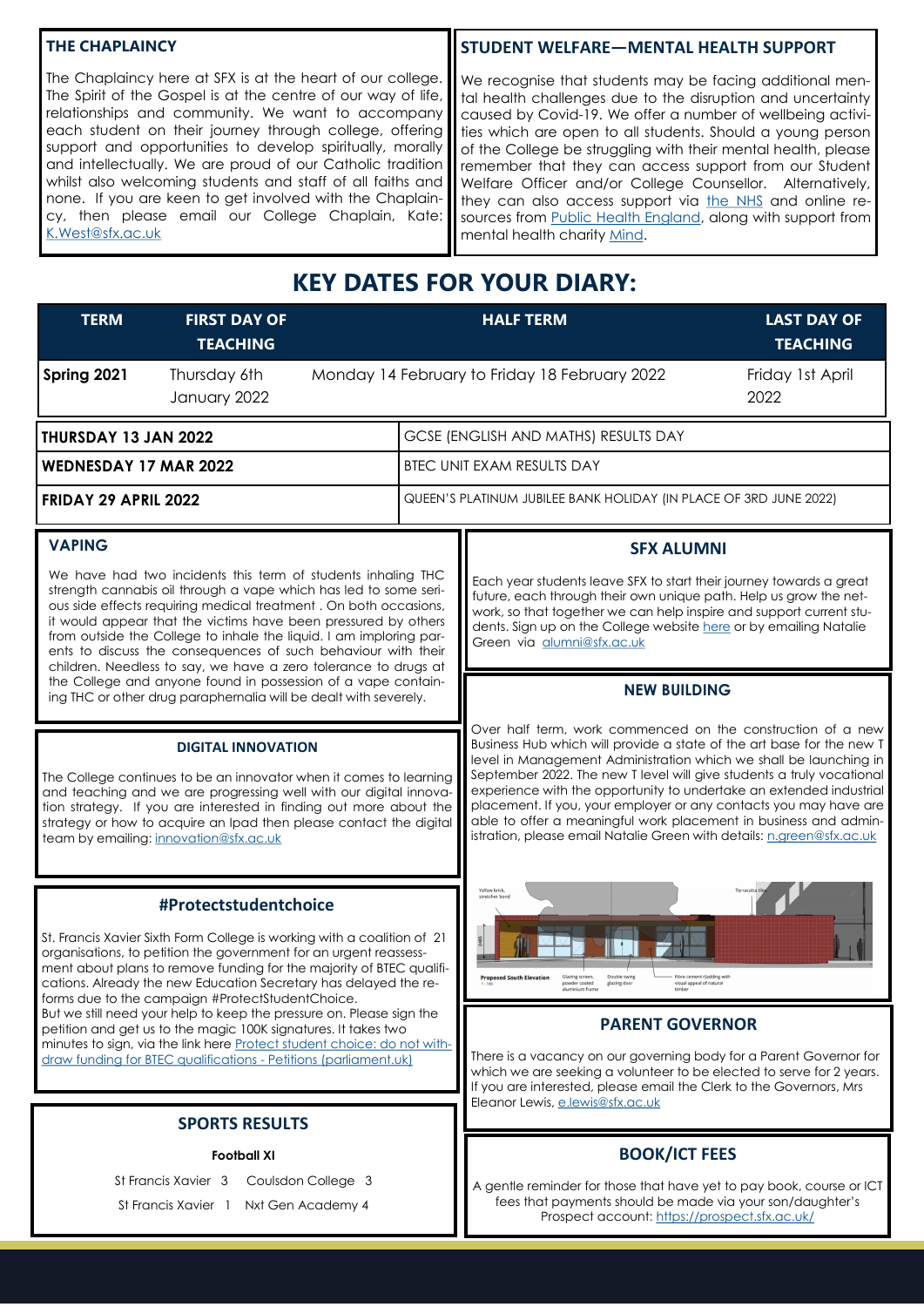## THE CHAPLAINCY

The Chaplaincy here at SFX is at the heart of our college. The Spirit of the Gospel is at the centre of our way of life, relationships and community. We want to accompany each student on their journey through college, offering support and opportunities to develop spiritually, morally and intellectually. We are proud of our Catholic tradition whilst also welcoming students and staff of all faiths and none. If you are keen to get involved with the Chaplaincy, then please email our College Chaplain, Kate: K.West@sfx.ac.uk

## STUDENT WELFARE—MENTAL HEALTH SUPPORT

We recognise that students may be facing additional mental health challenges due to the disruption and uncertainty caused by Covid-19. We offer a number of wellbeing activities which are open to all students. Should a young person of the College be struggling with their mental health, please remember that they can access support from our Student Welfare Officer and/or College Counsellor. Alternatively, they can also access support via the NHS and online resources from Public Health England, along with support from mental health charity Mind.

# KEY DATES FOR YOUR DIARY:

| TERM | FIRST DAY OF TEACHING | HALF TERM | LAST DAY OF TEACHING |
|---|---|---|---|
| **Spring 2021** | Thursday 6th January 2022 | Monday 14 February to Friday 18 February 2022 | Friday 1st April 2022 |

| | |
|---|---|
| **THURSDAY 13 JAN 2022** | GCSE (ENGLISH AND MATHS) RESULTS DAY |
| **WEDNESDAY 17 MAR 2022** | BTEC UNIT EXAM RESULTS DAY |
| **FRIDAY 29 APRIL 2022** | QUEEN'S PLATINUM JUBILEE BANK HOLIDAY (IN PLACE OF 3RD JUNE 2022) |

## VAPING

We have had two incidents this term of students inhaling THC strength cannabis oil through a vape which has led to some serious side effects requiring medical treatment . On both occasions, it would appear that the victims have been pressured by others from outside the College to inhale the liquid. I am imploring parents to discuss the consequences of such behaviour with their children. Needless to say, we have a zero tolerance to drugs at the College and anyone found in possession of a vape containing THC or other drug paraphernalia will be dealt with severely.

## DIGITAL INNOVATION

The College continues to be an innovator when it comes to learning and teaching and we are progressing well with our digital innovation strategy. If you are interested in finding out more about the strategy or how to acquire an Ipad then please contact the digital team by emailing: innovation@sfx.ac.uk

## #Protectstudentchoice

St. Francis Xavier Sixth Form College is working with a coalition of 21 organisations, to petition the government for an urgent reassessment about plans to remove funding for the majority of BTEC qualifications. Already the new Education Secretary has delayed the reforms due to the campaign #ProtectStudentChoice.
But we still need your help to keep the pressure on. Please sign the petition and get us to the magic 100K signatures. It takes two minutes to sign, via the link here Protect student choice: do not withdraw funding for BTEC qualifications - Petitions (parliament.uk)

## SPORTS RESULTS

**Football XI**

St Francis Xavier 3 Coulsdon College 3

St Francis Xavier 1 Nxt Gen Academy 4

## SFX ALUMNI

Each year students leave SFX to start their journey towards a great future, each through their own unique path. Help us grow the network, so that together we can help inspire and support current students. Sign up on the College website here or by emailing Natalie Green via alumni@sfx.ac.uk

## NEW BUILDING

Over half term, work commenced on the construction of a new Business Hub which will provide a state of the art base for the new T level in Management Administration which we shall be launching in September 2022. The new T level will give students a truly vocational experience with the opportunity to undertake an extended industrial placement. If you, your employer or any contacts you may have are able to offer a meaningful work placement in business and administration, please email Natalie Green with details: n.green@sfx.ac.uk

Yellow brick, stretcher bond
Terracotta tiles
Proposed South Elevation
Glazing screen, powder coated aluminium frame
Double swing glazing door
Fibre cement cladding with visual appeal of natural timber

## PARENT GOVERNOR

There is a vacancy on our governing body for a Parent Governor for which we are seeking a volunteer to be elected to serve for 2 years. If you are interested, please email the Clerk to the Governors, Mrs Eleanor Lewis, e.lewis@sfx.ac.uk

## BOOK/ICT FEES

A gentle reminder for those that have yet to pay book, course or ICT fees that payments should be made via your son/daughter's Prospect account: https://prospect.sfx.ac.uk/